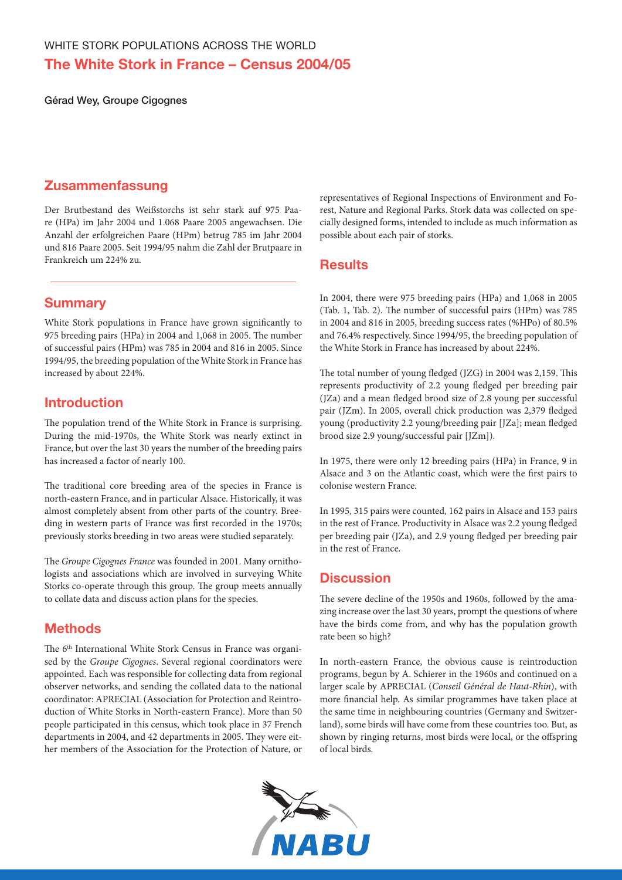WHITE STORK POPULATIONS ACROSS THE WORLD

# The White Stork in France – Census 2004/05

**Gérad Wey, Groupe Cigognes**

## Zusammenfassung

Der Brutbestand des Weißstorchs ist sehr stark auf 975 Paare (HPa) im Jahr 2004 und 1.068 Paare 2005 angewachsen. Die Anzahl der erfolgreichen Paare (HPm) betrug 785 im Jahr 2004 und 816 Paare 2005. Seit 1994/95 nahm die Zahl der Brutpaare in Frankreich um 224% zu.

## Summary

White Stork populations in France have grown significantly to 975 breeding pairs (HPa) in 2004 and 1,068 in 2005. The number of successful pairs (HPm) was 785 in 2004 and 816 in 2005. Since 1994/95, the breeding population of the White Stork in France has increased by about 224%.

## Introduction

The population trend of the White Stork in France is surprising. During the mid-1970s, the White Stork was nearly extinct in France, but over the last 30 years the number of the breeding pairs has increased a factor of nearly 100.

The traditional core breeding area of the species in France is north-eastern France, and in particular Alsace. Historically, it was almost completely absent from other parts of the country. Breeding in western parts of France was first recorded in the 1970s; previously storks breeding in two areas were studied separately.

The *Groupe Cigognes France* was founded in 2001. Many ornithologists and associations which are involved in surveying White Storks co-operate through this group. The group meets annually to collate data and discuss action plans for the species.

## Methods

The 6th International White Stork Census in France was organised by the *Groupe Cigognes*. Several regional coordinators were appointed. Each was responsible for collecting data from regional observer networks, and sending the collated data to the national coordinator: APRECIAL (Association for Protection and Reintroduction of White Storks in North-eastern France). More than 50 people participated in this census, which took place in 37 French departments in 2004, and 42 departments in 2005. They were either members of the Association for the Protection of Nature, or representatives of Regional Inspections of Environment and Forest, Nature and Regional Parks. Stork data was collected on specially designed forms, intended to include as much information as possible about each pair of storks.

## Results

In 2004, there were 975 breeding pairs (HPa) and 1,068 in 2005 (Tab. 1, Tab. 2). The number of successful pairs (HPm) was 785 in 2004 and 816 in 2005, breeding success rates (%HPo) of 80.5% and 76.4% respectively. Since 1994/95, the breeding population of the White Stork in France has increased by about 224%.

The total number of young fledged (JZG) in 2004 was 2,159. This represents productivity of 2.2 young fledged per breeding pair (JZa) and a mean fledged brood size of 2.8 young per successful pair (JZm). In 2005, overall chick production was 2,379 fledged young (productivity 2.2 young/breeding pair [JZa]; mean fledged brood size 2.9 young/successful pair [JZm]).

In 1975, there were only 12 breeding pairs (HPa) in France, 9 in Alsace and 3 on the Atlantic coast, which were the first pairs to colonise western France.

In 1995, 315 pairs were counted, 162 pairs in Alsace and 153 pairs in the rest of France. Productivity in Alsace was 2.2 young fledged per breeding pair (JZa), and 2.9 young fledged per breeding pair in the rest of France.

## Discussion

The severe decline of the 1950s and 1960s, followed by the amazing increase over the last 30 years, prompt the questions of where have the birds come from, and why has the population growth rate been so high?

In north-eastern France, the obvious cause is reintroduction programs, begun by A. Schierer in the 1960s and continued on a larger scale by APRECIAL (*Conseil Général de Haut-Rhin*), with more financial help. As similar programmes have taken place at the same time in neighbouring countries (Germany and Switzerland), some birds will have come from these countries too. But, as shown by ringing returns, most birds were local, or the offspring of local birds.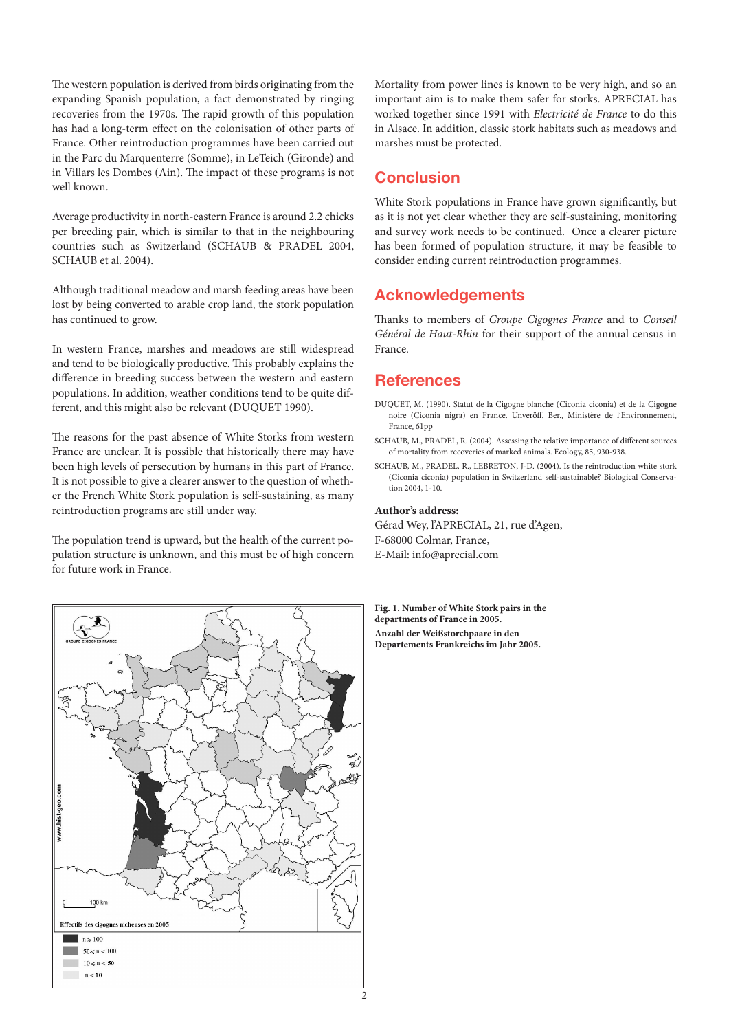The western population is derived from birds originating from the expanding Spanish population, a fact demonstrated by ringing recoveries from the 1970s. The rapid growth of this population has had a long-term effect on the colonisation of other parts of France. Other reintroduction programmes have been carried out in the Parc du Marquenterre (Somme), in LeTeich (Gironde) and in Villars les Dombes (Ain). The impact of these programs is not well known.

Average productivity in north-eastern France is around 2.2 chicks per breeding pair, which is similar to that in the neighbouring countries such as Switzerland (SCHAUB & PRADEL 2004, SCHAUB et al. 2004).

Although traditional meadow and marsh feeding areas have been lost by being converted to arable crop land, the stork population has continued to grow.

In western France, marshes and meadows are still widespread and tend to be biologically productive. This probably explains the difference in breeding success between the western and eastern populations. In addition, weather conditions tend to be quite different, and this might also be relevant (DUQUET 1990).

The reasons for the past absence of White Storks from western France are unclear. It is possible that historically there may have been high levels of persecution by humans in this part of France. It is not possible to give a clearer answer to the question of whether the French White Stork population is self-sustaining, as many reintroduction programs are still under way.

The population trend is upward, but the health of the current population structure is unknown, and this must be of high concern for future work in France.

Mortality from power lines is known to be very high, and so an important aim is to make them safer for storks. APRECIAL has worked together since 1991 with *Electricité de France* to do this in Alsace. In addition, classic stork habitats such as meadows and marshes must be protected.

## Conclusion

White Stork populations in France have grown significantly, but as it is not yet clear whether they are self-sustaining, monitoring and survey work needs to be continued. Once a clearer picture has been formed of population structure, it may be feasible to consider ending current reintroduction programmes.

## Acknowledgements

Thanks to members of *Groupe Cigognes France* and to *Conseil Général de Haut-Rhin* for their support of the annual census in France.

## References

DUQUET, M. (1990). Statut de la Cigogne blanche (Ciconia ciconia) et de la Cigogne noire (Ciconia nigra) en France. Unveröff. Ber., Ministère de l'Environnement, France, 61pp

SCHAUB, M., PRADEL, R. (2004). Assessing the relative importance of different sources of mortality from recoveries of marked animals. Ecology, 85, 930-938.

SCHAUB, M., PRADEL, R., LEBRETON, J-D. (2004). Is the reintroduction white stork (Ciconia ciconia) population in Switzerland self-sustainable? Biological Conservation 2004, 1-10.

**Author's address:**
Gérad Wey, l'APRECIAL, 21, rue d'Agen,
F-68000 Colmar, France,
E-Mail: info@aprecial.com

GROUPE CIGOGNES FRANCE

www.hist-geo.com

0 100 km

Effectifs des cigognes nicheuses en 2005

- n ≥ 100
- 50 ≤ n < 100
- 10 ≤ n < 50
- n < 10

**Fig. 1. Number of White Stork pairs in the departments of France in 2005.**
**Anzahl der Weißstorchpaare in den Departements Frankreichs im Jahr 2005.**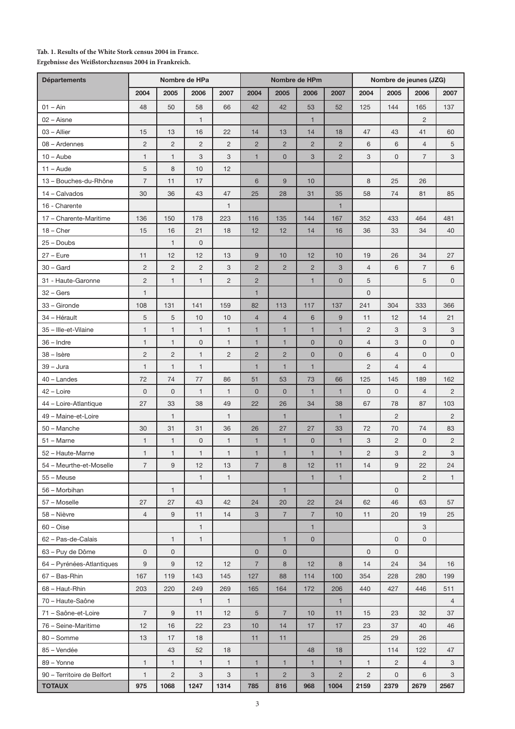**Tab. 1. Results of the White Stork census 2004 in France.**
**Ergebnisse des Weißstorchzensus 2004 in Frankreich.**

| Départements | Nombre de HPa | | | | Nombre de HPm | | | | Nombre de jeunes (JZG) | | | |
|---|---|---|---|---|---|---|---|---|---|---|---|---|
| | 2004 | 2005 | 2006 | 2007 | 2004 | 2005 | 2006 | 2007 | 2004 | 2005 | 2006 | 2007 |
| 01 – Ain | 48 | 50 | 58 | 66 | 42 | 42 | 53 | 52 | 125 | 144 | 165 | 137 |
| 02 – Aisne | | | 1 | | | | 1 | | | | 2 | |
| 03 – Allier | 15 | 13 | 16 | 22 | 14 | 13 | 14 | 18 | 47 | 43 | 41 | 60 |
| 08 – Ardennes | 2 | 2 | 2 | 2 | 2 | 2 | 2 | 2 | 6 | 6 | 4 | 5 |
| 10 – Aube | 1 | 1 | 3 | 3 | 1 | 0 | 3 | 2 | 3 | 0 | 7 | 3 |
| 11 – Aude | 5 | 8 | 10 | 12 | | | | | | | | |
| 13 – Bouches-du-Rhône | 7 | 11 | 17 | | 6 | 9 | 10 | | 8 | 25 | 26 | |
| 14 – Calvados | 30 | 36 | 43 | 47 | 25 | 28 | 31 | 35 | 58 | 74 | 81 | 85 |
| 16 - Charente | | | | 1 | | | | 1 | | | | |
| 17 – Charente-Maritime | 136 | 150 | 178 | 223 | 116 | 135 | 144 | 167 | 352 | 433 | 464 | 481 |
| 18 – Cher | 15 | 16 | 21 | 18 | 12 | 12 | 14 | 16 | 36 | 33 | 34 | 40 |
| 25 – Doubs | | 1 | 0 | | | | | | | | | |
| 27 – Eure | 11 | 12 | 12 | 13 | 9 | 10 | 12 | 10 | 19 | 26 | 34 | 27 |
| 30 – Gard | 2 | 2 | 2 | 3 | 2 | 2 | 2 | 3 | 4 | 6 | 7 | 6 |
| 31 - Haute-Garonne | 2 | 1 | 1 | 2 | 2 | | 1 | 0 | 5 | | 5 | 0 |
| 32 – Gers | 1 | | | | 1 | | | | 0 | | | |
| 33 – Gironde | 108 | 131 | 141 | 159 | 82 | 113 | 117 | 137 | 241 | 304 | 333 | 366 |
| 34 – Hérault | 5 | 5 | 10 | 10 | 4 | 4 | 6 | 9 | 11 | 12 | 14 | 21 |
| 35 – Ille-et-Vilaine | 1 | 1 | 1 | 1 | 1 | 1 | 1 | 1 | 2 | 3 | 3 | 3 |
| 36 – Indre | 1 | 1 | 0 | 1 | 1 | 1 | 0 | 0 | 4 | 3 | 0 | 0 |
| 38 – Isère | 2 | 2 | 1 | 2 | 2 | 2 | 0 | 0 | 6 | 4 | 0 | 0 |
| 39 – Jura | 1 | 1 | 1 | | 1 | 1 | 1 | | 2 | 4 | 4 | |
| 40 – Landes | 72 | 74 | 77 | 86 | 51 | 53 | 73 | 66 | 125 | 145 | 189 | 162 |
| 42 – Loire | 0 | 0 | 1 | 1 | 0 | 0 | 1 | 1 | 0 | 0 | 4 | 2 |
| 44 – Loire-Atlantique | 27 | 33 | 38 | 49 | 22 | 26 | 34 | 38 | 67 | 78 | 87 | 103 |
| 49 – Maine-et-Loire | | 1 | | 1 | | 1 | | 1 | | 2 | | 2 |
| 50 – Manche | 30 | 31 | 31 | 36 | 26 | 27 | 27 | 33 | 72 | 70 | 74 | 83 |
| 51 – Marne | 1 | 1 | 0 | 1 | 1 | 1 | 0 | 1 | 3 | 2 | 0 | 2 |
| 52 – Haute-Marne | 1 | 1 | 1 | 1 | 1 | 1 | 1 | 1 | 2 | 3 | 2 | 3 |
| 54 – Meurthe-et-Moselle | 7 | 9 | 12 | 13 | 7 | 8 | 12 | 11 | 14 | 9 | 22 | 24 |
| 55 – Meuse | | | 1 | 1 | | | 1 | 1 | | | 2 | 1 |
| 56 – Morbihan | | 1 | | | | 1 | | | | 0 | | |
| 57 – Moselle | 27 | 27 | 43 | 42 | 24 | 20 | 22 | 24 | 62 | 46 | 63 | 57 |
| 58 – Nièvre | 4 | 9 | 11 | 14 | 3 | 7 | 7 | 10 | 11 | 20 | 19 | 25 |
| 60 – Oise | | | 1 | | | | 1 | | | | 3 | |
| 62 – Pas-de-Calais | | 1 | 1 | | | 1 | 0 | | | 0 | 0 | |
| 63 – Puy de Dôme | 0 | 0 | | | 0 | 0 | | | 0 | 0 | | |
| 64 – Pyrénées-Atlantiques | 9 | 9 | 12 | 12 | 7 | 8 | 12 | 8 | 14 | 24 | 34 | 16 |
| 67 – Bas-Rhin | 167 | 119 | 143 | 145 | 127 | 88 | 114 | 100 | 354 | 228 | 280 | 199 |
| 68 – Haut-Rhin | 203 | 220 | 249 | 269 | 165 | 164 | 172 | 206 | 440 | 427 | 446 | 511 |
| 70 – Haute-Saône | | | 1 | 1 | | | | 1 | | | | 4 |
| 71 – Saône-et-Loire | 7 | 9 | 11 | 12 | 5 | 7 | 10 | 11 | 15 | 23 | 32 | 37 |
| 76 – Seine-Maritime | 12 | 16 | 22 | 23 | 10 | 14 | 17 | 17 | 23 | 37 | 40 | 46 |
| 80 – Somme | 13 | 17 | 18 | | 11 | 11 | | | 25 | 29 | 26 | |
| 85 – Vendée | | 43 | 52 | 18 | | | 48 | 18 | | 114 | 122 | 47 |
| 89 – Yonne | 1 | 1 | 1 | 1 | 1 | 1 | 1 | 1 | 1 | 2 | 4 | 3 |
| 90 – Territoire de Belfort | 1 | 2 | 3 | 3 | 1 | 2 | 3 | 2 | 2 | 0 | 6 | 3 |
| **TOTAUX** | **975** | **1068** | **1247** | **1314** | **785** | **816** | **968** | **1004** | **2159** | **2379** | **2679** | **2567** |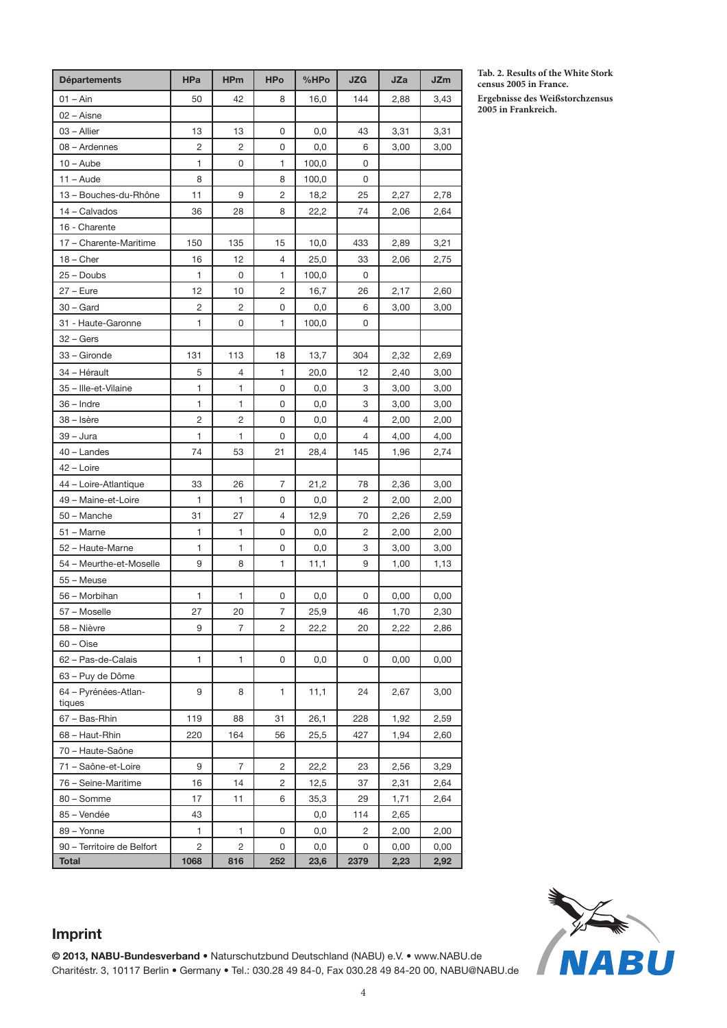Tab. 2. Results of the White Stork census 2005 in France.

Ergebnisse des Weißstorchzensus 2005 in Frankreich.

| Départements | HPa | HPm | HPo | %HPo | JZG | JZa | JZm |
|---|---|---|---|---|---|---|---|
| 01 – Ain | 50 | 42 | 8 | 16,0 | 144 | 2,88 | 3,43 |
| 02 – Aisne | | | | | | | |
| 03 – Allier | 13 | 13 | 0 | 0,0 | 43 | 3,31 | 3,31 |
| 08 – Ardennes | 2 | 2 | 0 | 0,0 | 6 | 3,00 | 3,00 |
| 10 – Aube | 1 | 0 | 1 | 100,0 | 0 | | |
| 11 – Aude | 8 | | 8 | 100,0 | 0 | | |
| 13 – Bouches-du-Rhône | 11 | 9 | 2 | 18,2 | 25 | 2,27 | 2,78 |
| 14 – Calvados | 36 | 28 | 8 | 22,2 | 74 | 2,06 | 2,64 |
| 16 - Charente | | | | | | | |
| 17 – Charente-Maritime | 150 | 135 | 15 | 10,0 | 433 | 2,89 | 3,21 |
| 18 – Cher | 16 | 12 | 4 | 25,0 | 33 | 2,06 | 2,75 |
| 25 – Doubs | 1 | 0 | 1 | 100,0 | 0 | | |
| 27 – Eure | 12 | 10 | 2 | 16,7 | 26 | 2,17 | 2,60 |
| 30 – Gard | 2 | 2 | 0 | 0,0 | 6 | 3,00 | 3,00 |
| 31 - Haute-Garonne | 1 | 0 | 1 | 100,0 | 0 | | |
| 32 – Gers | | | | | | | |
| 33 – Gironde | 131 | 113 | 18 | 13,7 | 304 | 2,32 | 2,69 |
| 34 – Hérault | 5 | 4 | 1 | 20,0 | 12 | 2,40 | 3,00 |
| 35 – Ille-et-Vilaine | 1 | 1 | 0 | 0,0 | 3 | 3,00 | 3,00 |
| 36 – Indre | 1 | 1 | 0 | 0,0 | 3 | 3,00 | 3,00 |
| 38 – Isère | 2 | 2 | 0 | 0,0 | 4 | 2,00 | 2,00 |
| 39 – Jura | 1 | 1 | 0 | 0,0 | 4 | 4,00 | 4,00 |
| 40 – Landes | 74 | 53 | 21 | 28,4 | 145 | 1,96 | 2,74 |
| 42 – Loire | | | | | | | |
| 44 – Loire-Atlantique | 33 | 26 | 7 | 21,2 | 78 | 2,36 | 3,00 |
| 49 – Maine-et-Loire | 1 | 1 | 0 | 0,0 | 2 | 2,00 | 2,00 |
| 50 – Manche | 31 | 27 | 4 | 12,9 | 70 | 2,26 | 2,59 |
| 51 – Marne | 1 | 1 | 0 | 0,0 | 2 | 2,00 | 2,00 |
| 52 – Haute-Marne | 1 | 1 | 0 | 0,0 | 3 | 3,00 | 3,00 |
| 54 – Meurthe-et-Moselle | 9 | 8 | 1 | 11,1 | 9 | 1,00 | 1,13 |
| 55 – Meuse | | | | | | | |
| 56 – Morbihan | 1 | 1 | 0 | 0,0 | 0 | 0,00 | 0,00 |
| 57 – Moselle | 27 | 20 | 7 | 25,9 | 46 | 1,70 | 2,30 |
| 58 – Nièvre | 9 | 7 | 2 | 22,2 | 20 | 2,22 | 2,86 |
| 60 – Oise | | | | | | | |
| 62 – Pas-de-Calais | 1 | 1 | 0 | 0,0 | 0 | 0,00 | 0,00 |
| 63 – Puy de Dôme | | | | | | | |
| 64 – Pyrénées-Atlantiques | 9 | 8 | 1 | 11,1 | 24 | 2,67 | 3,00 |
| 67 – Bas-Rhin | 119 | 88 | 31 | 26,1 | 228 | 1,92 | 2,59 |
| 68 – Haut-Rhin | 220 | 164 | 56 | 25,5 | 427 | 1,94 | 2,60 |
| 70 – Haute-Saône | | | | | | | |
| 71 – Saône-et-Loire | 9 | 7 | 2 | 22,2 | 23 | 2,56 | 3,29 |
| 76 – Seine-Maritime | 16 | 14 | 2 | 12,5 | 37 | 2,31 | 2,64 |
| 80 – Somme | 17 | 11 | 6 | 35,3 | 29 | 1,71 | 2,64 |
| 85 – Vendée | 43 | | | 0,0 | 114 | 2,65 | |
| 89 – Yonne | 1 | 1 | 0 | 0,0 | 2 | 2,00 | 2,00 |
| 90 – Territoire de Belfort | 2 | 2 | 0 | 0,0 | 0 | 0,00 | 0,00 |
| **Total** | **1068** | **816** | **252** | **23,6** | **2379** | **2,23** | **2,92** |

## Imprint

**© 2013, NABU-Bundesverband** • Naturschutzbund Deutschland (NABU) e.V. • www.NABU.de
Charitéstr. 3, 10117 Berlin • Germany • Tel.: 030.28 49 84-0, Fax 030.28 49 84-20 00, NABU@NABU.de